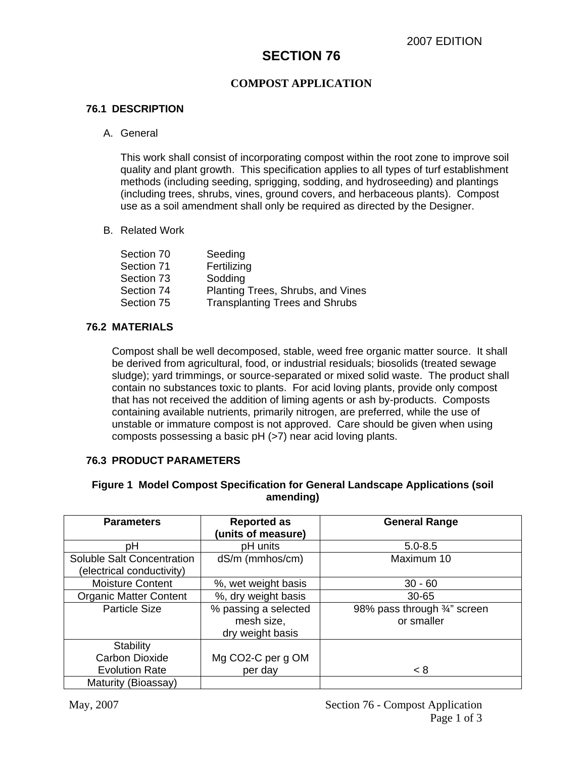2007 EDITION

# SECTION 76

## COMPOST APPLICATION

### 76.1 DESCRIPTION

A. General

This work shall consist of incorporating compost within the root zone to improve soil quality and plant growth. This specification applies to all types of turf establishment methods (including seeding, sprigging, sodding, and hydroseeding) and plantings (including trees, shrubs, vines, ground covers, and herbaceous plants). Compost use as a soil amendment shall only be required as directed by the Designer.

B. Related Work

| | |
|---|---|
| Section 70 | Seeding |
| Section 71 | Fertilizing |
| Section 73 | Sodding |
| Section 74 | Planting Trees, Shrubs, and Vines |
| Section 75 | Transplanting Trees and Shrubs |

### 76.2 MATERIALS

Compost shall be well decomposed, stable, weed free organic matter source. It shall be derived from agricultural, food, or industrial residuals; biosolids (treated sewage sludge); yard trimmings, or source-separated or mixed solid waste. The product shall contain no substances toxic to plants. For acid loving plants, provide only compost that has not received the addition of liming agents or ash by-products. Composts containing available nutrients, primarily nitrogen, are preferred, while the use of unstable or immature compost is not approved. Care should be given when using composts possessing a basic pH (>7) near acid loving plants.

### 76.3 PRODUCT PARAMETERS

**Figure 1 Model Compost Specification for General Landscape Applications (soil amending)**

| Parameters | Reported as (units of measure) | General Range |
|---|---|---|
| pH | pH units | 5.0-8.5 |
| Soluble Salt Concentration (electrical conductivity) | dS/m (mmhos/cm) | Maximum 10 |
| Moisture Content | %, wet weight basis | 30 - 60 |
| Organic Matter Content | %, dry weight basis | 30-65 |
| Particle Size | % passing a selected mesh size, dry weight basis | 98% pass through ¾" screen or smaller |
| Stability Carbon Dioxide Evolution Rate | Mg CO2-C per g OM per day | < 8 |
| Maturity (Bioassay) | | |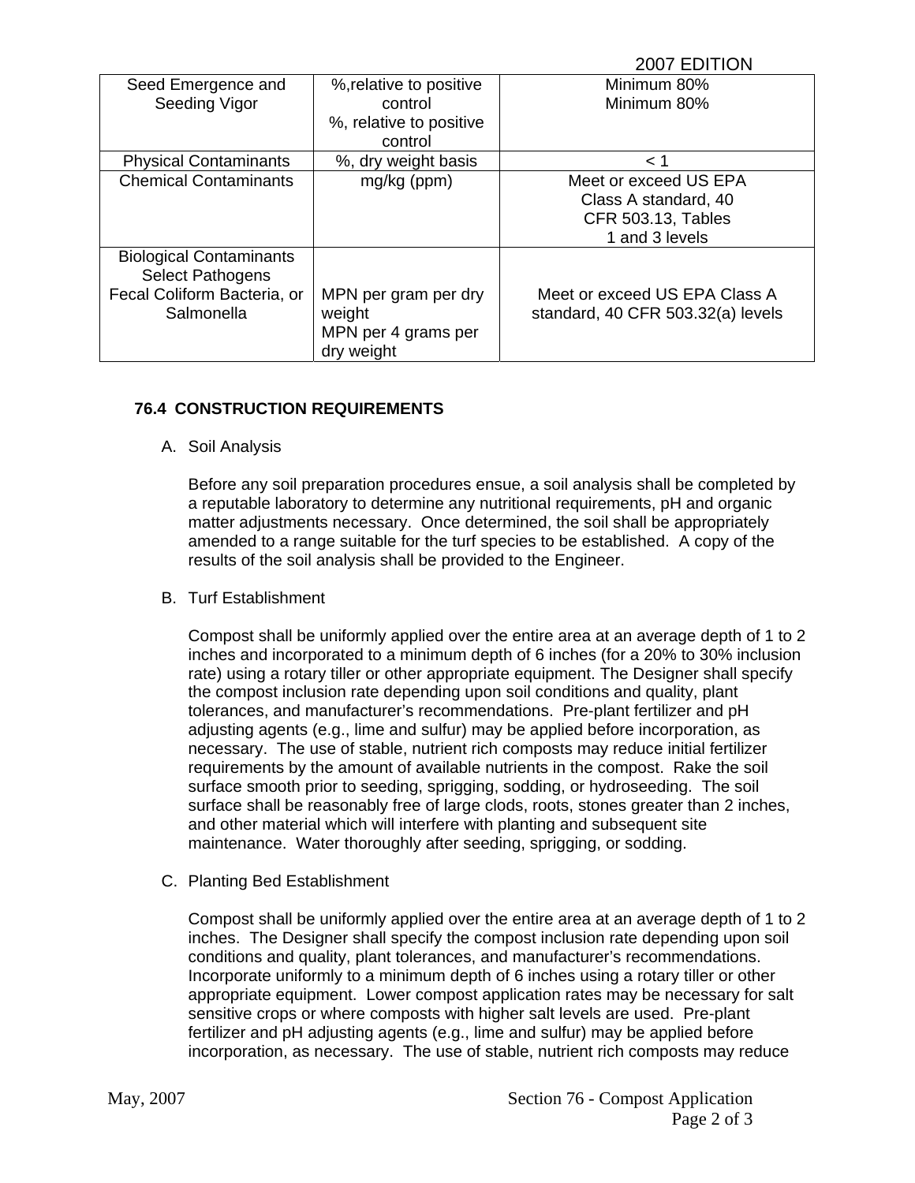| | | |
|---|---|---|
| Seed Emergence and Seeding Vigor | %,relative to positive control<br>%, relative to positive control | Minimum 80%<br>Minimum 80% |
| Physical Contaminants | %, dry weight basis | < 1 |
| Chemical Contaminants | mg/kg (ppm) | Meet or exceed US EPA Class A standard, 40 CFR 503.13, Tables 1 and 3 levels |
| Biological Contaminants Select Pathogens Fecal Coliform Bacteria, or Salmonella | MPN per gram per dry weight<br>MPN per 4 grams per dry weight | Meet or exceed US EPA Class A standard, 40 CFR 503.32(a) levels |

## 76.4 CONSTRUCTION REQUIREMENTS

A. Soil Analysis

Before any soil preparation procedures ensue, a soil analysis shall be completed by a reputable laboratory to determine any nutritional requirements, pH and organic matter adjustments necessary. Once determined, the soil shall be appropriately amended to a range suitable for the turf species to be established. A copy of the results of the soil analysis shall be provided to the Engineer.

B. Turf Establishment

Compost shall be uniformly applied over the entire area at an average depth of 1 to 2 inches and incorporated to a minimum depth of 6 inches (for a 20% to 30% inclusion rate) using a rotary tiller or other appropriate equipment. The Designer shall specify the compost inclusion rate depending upon soil conditions and quality, plant tolerances, and manufacturer's recommendations. Pre-plant fertilizer and pH adjusting agents (e.g., lime and sulfur) may be applied before incorporation, as necessary. The use of stable, nutrient rich composts may reduce initial fertilizer requirements by the amount of available nutrients in the compost. Rake the soil surface smooth prior to seeding, sprigging, sodding, or hydroseeding. The soil surface shall be reasonably free of large clods, roots, stones greater than 2 inches, and other material which will interfere with planting and subsequent site maintenance. Water thoroughly after seeding, sprigging, or sodding.

C. Planting Bed Establishment

Compost shall be uniformly applied over the entire area at an average depth of 1 to 2 inches. The Designer shall specify the compost inclusion rate depending upon soil conditions and quality, plant tolerances, and manufacturer's recommendations. Incorporate uniformly to a minimum depth of 6 inches using a rotary tiller or other appropriate equipment. Lower compost application rates may be necessary for salt sensitive crops or where composts with higher salt levels are used. Pre-plant fertilizer and pH adjusting agents (e.g., lime and sulfur) may be applied before incorporation, as necessary. The use of stable, nutrient rich composts may reduce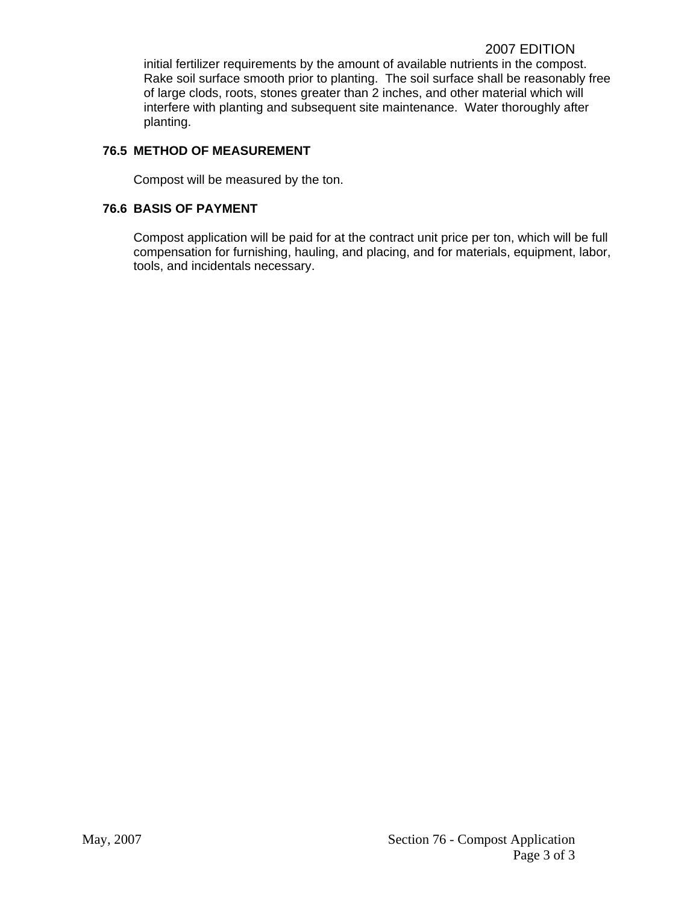initial fertilizer requirements by the amount of available nutrients in the compost. Rake soil surface smooth prior to planting. The soil surface shall be reasonably free of large clods, roots, stones greater than 2 inches, and other material which will interfere with planting and subsequent site maintenance. Water thoroughly after planting.

### 76.5 METHOD OF MEASUREMENT

Compost will be measured by the ton.

### 76.6 BASIS OF PAYMENT

Compost application will be paid for at the contract unit price per ton, which will be full compensation for furnishing, hauling, and placing, and for materials, equipment, labor, tools, and incidentals necessary.